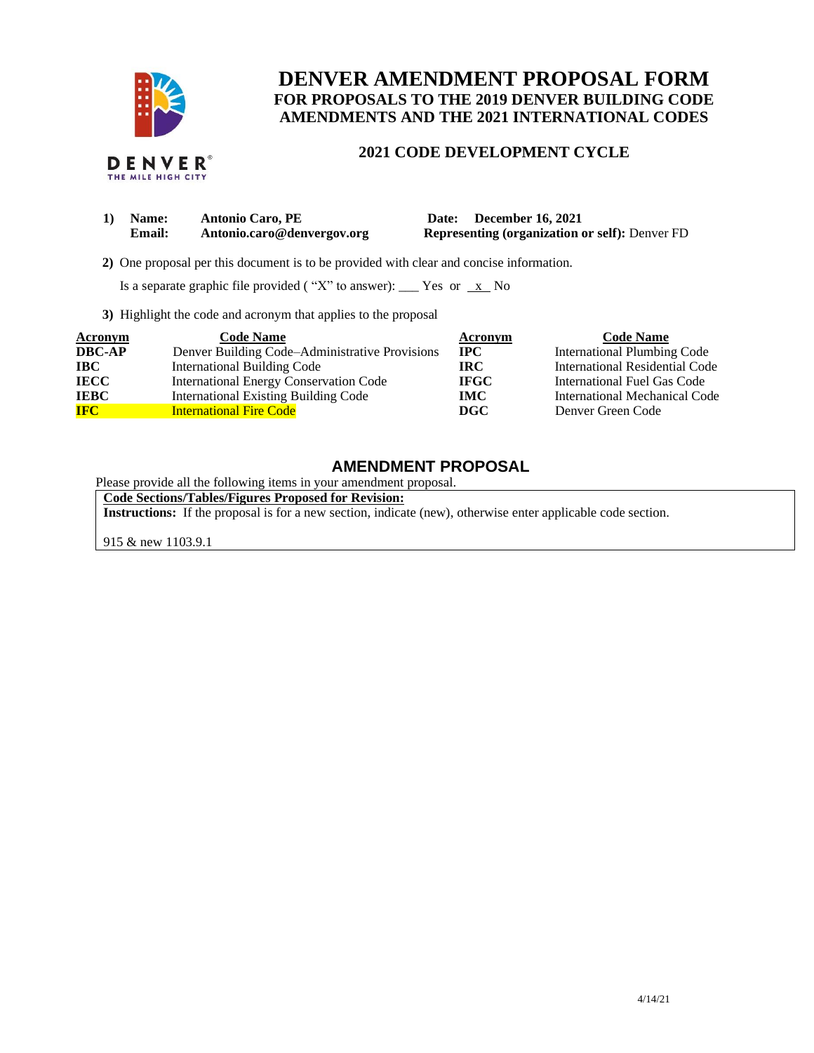DENVER
THE MILE HIGH CITY

# DENVER AMENDMENT PROPOSAL FORM
## FOR PROPOSALS TO THE 2019 DENVER BUILDING CODE AMENDMENTS AND THE 2021 INTERNATIONAL CODES

### 2021 CODE DEVELOPMENT CYCLE

**1) Name:** **Antonio Caro, PE** **Date: December 16, 2021**
**Email:** **Antonio.caro@denvergov.org** **Representing (organization or self):** Denver FD

**2)** One proposal per this document is to be provided with clear and concise information.

Is a separate graphic file provided ( "X" to answer): ___ Yes or _x_ No

**3)** Highlight the code and acronym that applies to the proposal

| Acronym | Code Name | Acronym | Code Name |
|---|---|---|---|
| **DBC-AP** | Denver Building Code–Administrative Provisions | **IPC** | International Plumbing Code |
| **IBC** | International Building Code | **IRC** | International Residential Code |
| **IECC** | International Energy Conservation Code | **IFGC** | International Fuel Gas Code |
| **IEBC** | International Existing Building Code | **IMC** | International Mechanical Code |
| **IFC** | International Fire Code | **DGC** | Denver Green Code |

## AMENDMENT PROPOSAL

Please provide all the following items in your amendment proposal.

**Code Sections/Tables/Figures Proposed for Revision:**

**Instructions:** If the proposal is for a new section, indicate (new), otherwise enter applicable code section.

915 & new 1103.9.1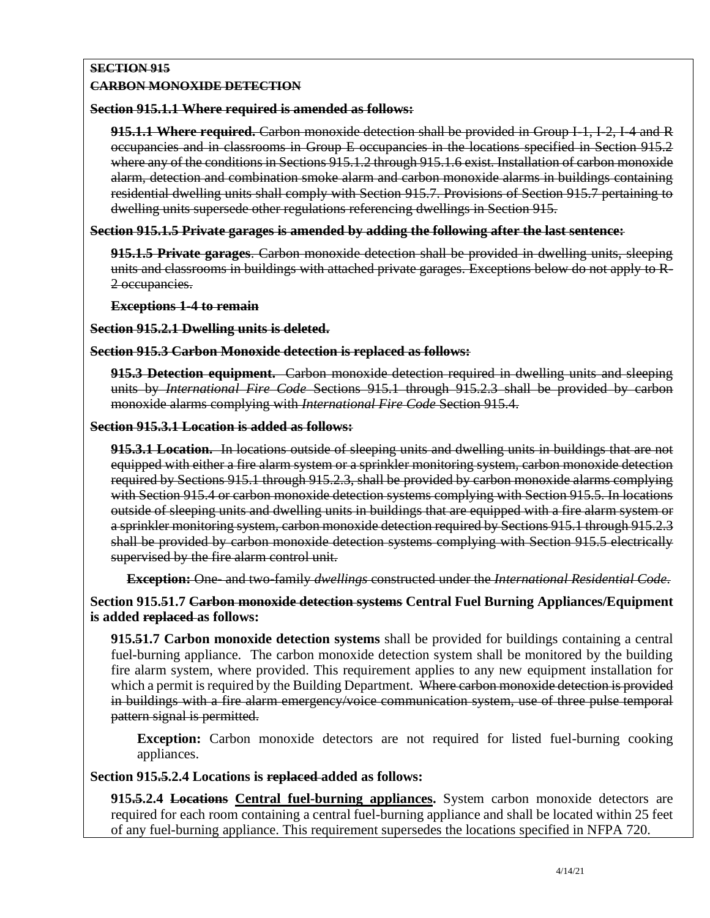~~**SECTION 915**~~
~~**CARBON MONOXIDE DETECTION**~~

~~**Section 915.1.1 Where required is amended as follows:**~~

~~**915.1.1 Where required.** Carbon monoxide detection shall be provided in Group I-1, I-2, I-4 and R occupancies and in classrooms in Group E occupancies in the locations specified in Section 915.2 where any of the conditions in Sections 915.1.2 through 915.1.6 exist. Installation of carbon monoxide alarm, detection and combination smoke alarm and carbon monoxide alarms in buildings containing residential dwelling units shall comply with Section 915.7. Provisions of Section 915.7 pertaining to dwelling units supersede other regulations referencing dwellings in Section 915.~~

~~**Section 915.1.5 Private garages is amended by adding the following after the last sentence:**~~

~~**915.1.5 Private garages**. Carbon monoxide detection shall be provided in dwelling units, sleeping units and classrooms in buildings with attached private garages. Exceptions below do not apply to R-2 occupancies.~~

~~**Exceptions 1-4 to remain**~~

~~**Section 915.2.1 Dwelling units is deleted.**~~

~~**Section 915.3 Carbon Monoxide detection is replaced as follows:**~~

~~**915.3 Detection equipment.** Carbon monoxide detection required in dwelling units and sleeping units by *International Fire Code* Sections 915.1 through 915.2.3 shall be provided by carbon monoxide alarms complying with *International Fire Code* Section 915.4.~~

~~**Section 915.3.1 Location is added as follows:**~~

~~**915.3.1 Location.** In locations outside of sleeping units and dwelling units in buildings that are not equipped with either a fire alarm system or a sprinkler monitoring system, carbon monoxide detection required by Sections 915.1 through 915.2.3, shall be provided by carbon monoxide alarms complying with Section 915.4 or carbon monoxide detection systems complying with Section 915.5. In locations outside of sleeping units and dwelling units in buildings that are equipped with a fire alarm system or a sprinkler monitoring system, carbon monoxide detection required by Sections 915.1 through 915.2.3 shall be provided by carbon monoxide detection systems complying with Section 915.5 electrically supervised by the fire alarm control unit.~~

~~**Exception:** One- and two-family *dwellings* constructed under the *International Residential Code*.~~

**Section 915.~~5~~1.7 ~~Carbon monoxide detection systems~~ Central Fuel Burning Appliances/Equipment is added ~~replaced~~ as follows:**

**915.~~5~~1.7 Carbon monoxide detection systems** shall be provided for buildings containing a central fuel-burning appliance. The carbon monoxide detection system shall be monitored by the building fire alarm system, where provided. This requirement applies to any new equipment installation for which a permit is required by the Building Department. ~~Where carbon monoxide detection is provided in buildings with a fire alarm emergency/voice communication system, use of three pulse temporal pattern signal is permitted.~~

**Exception:** Carbon monoxide detectors are not required for listed fuel-burning cooking appliances.

**Section 915.~~5~~.2.4 Locations is ~~replaced~~ added as follows:**

**915.~~5~~.2.4 ~~Locations~~ <u>Central fuel-burning appliances</u>.** System carbon monoxide detectors are required for each room containing a central fuel-burning appliance and shall be located within 25 feet of any fuel-burning appliance. This requirement supersedes the locations specified in NFPA 720.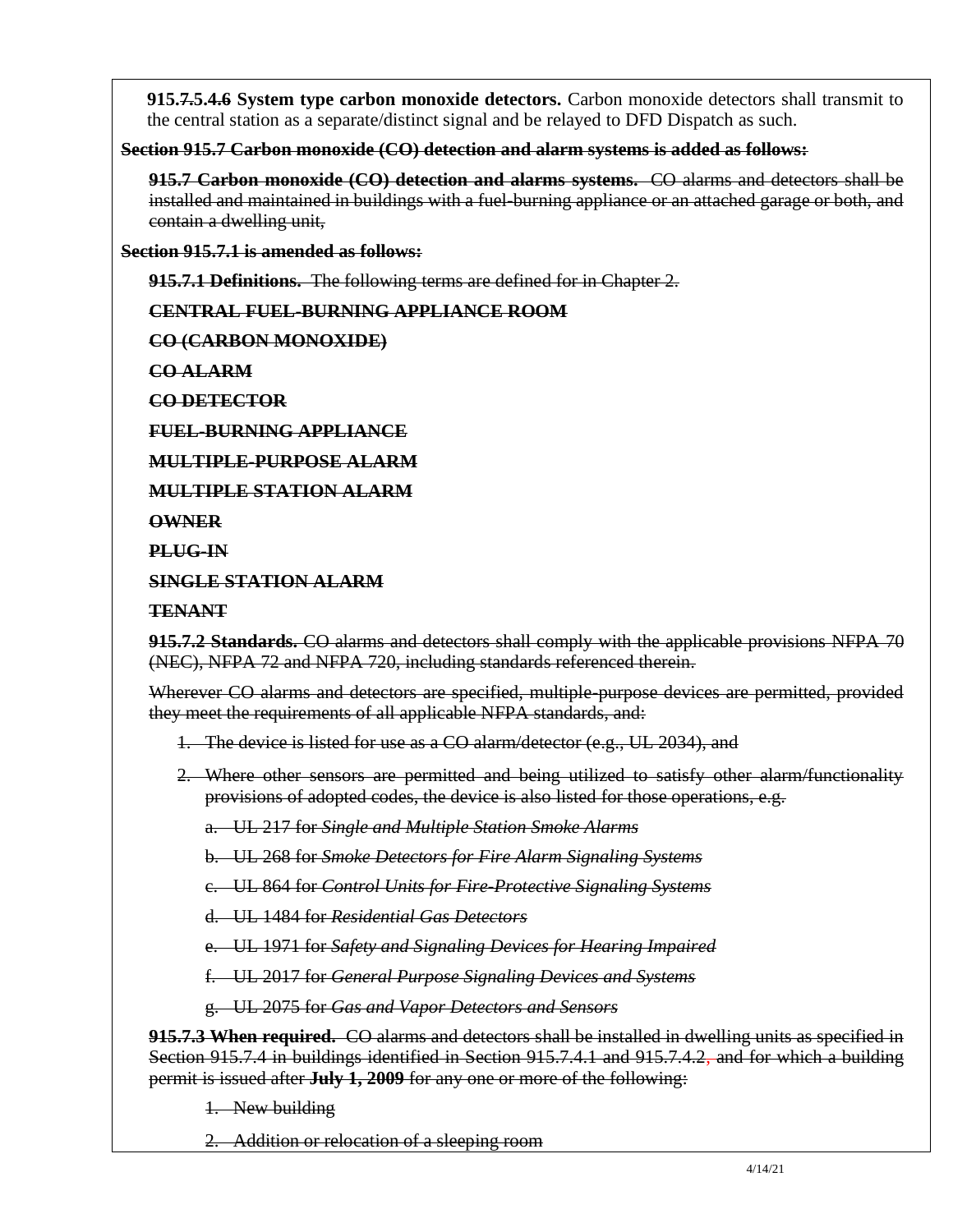**915.~~7.5.4.~~6 System type carbon monoxide detectors.** Carbon monoxide detectors shall transmit to the central station as a separate/distinct signal and be relayed to DFD Dispatch as such.

~~**Section 915.7 Carbon monoxide (CO) detection and alarm systems is added as follows:**~~

~~**915.7 Carbon monoxide (CO) detection and alarms systems.** CO alarms and detectors shall be installed and maintained in buildings with a fuel-burning appliance or an attached garage or both, and contain a dwelling unit,~~

~~**Section 915.7.1 is amended as follows:**~~

~~**915.7.1 Definitions.** The following terms are defined for in Chapter 2.~~

~~**CENTRAL FUEL-BURNING APPLIANCE ROOM**~~

~~**CO (CARBON MONOXIDE)**~~

~~**CO ALARM**~~

~~**CO DETECTOR**~~

~~**FUEL-BURNING APPLIANCE**~~

~~**MULTIPLE-PURPOSE ALARM**~~

~~**MULTIPLE STATION ALARM**~~

~~**OWNER**~~

~~**PLUG-IN**~~

~~**SINGLE STATION ALARM**~~

~~**TENANT**~~

~~**915.7.2 Standards.** CO alarms and detectors shall comply with the applicable provisions NFPA 70 (NEC), NFPA 72 and NFPA 720, including standards referenced therein.~~

~~Wherever CO alarms and detectors are specified, multiple-purpose devices are permitted, provided they meet the requirements of all applicable NFPA standards, and:~~

1. ~~The device is listed for use as a CO alarm/detector (e.g., UL 2034), and~~
2. ~~Where other sensors are permitted and being utilized to satisfy other alarm/functionality provisions of adopted codes, the device is also listed for those operations, e.g.~~
   a. ~~UL 217 for *Single and Multiple Station Smoke Alarms*~~
   b. ~~UL 268 for *Smoke Detectors for Fire Alarm Signaling Systems*~~
   c. ~~UL 864 for *Control Units for Fire-Protective Signaling Systems*~~
   d. ~~UL 1484 for *Residential Gas Detectors*~~
   e. ~~UL 1971 for *Safety and Signaling Devices for Hearing Impaired*~~
   f. ~~UL 2017 for *General Purpose Signaling Devices and Systems*~~
   g. ~~UL 2075 for *Gas and Vapor Detectors and Sensors*~~

~~**915.7.3 When required.** CO alarms and detectors shall be installed in dwelling units as specified in Section 915.7.4 in buildings identified in Section 915.7.4.1 and 915.7.4.2, and for which a building permit is issued after **July 1, 2009** for any one or more of the following:~~

1. ~~New building~~
2. ~~Addition or relocation of a sleeping room~~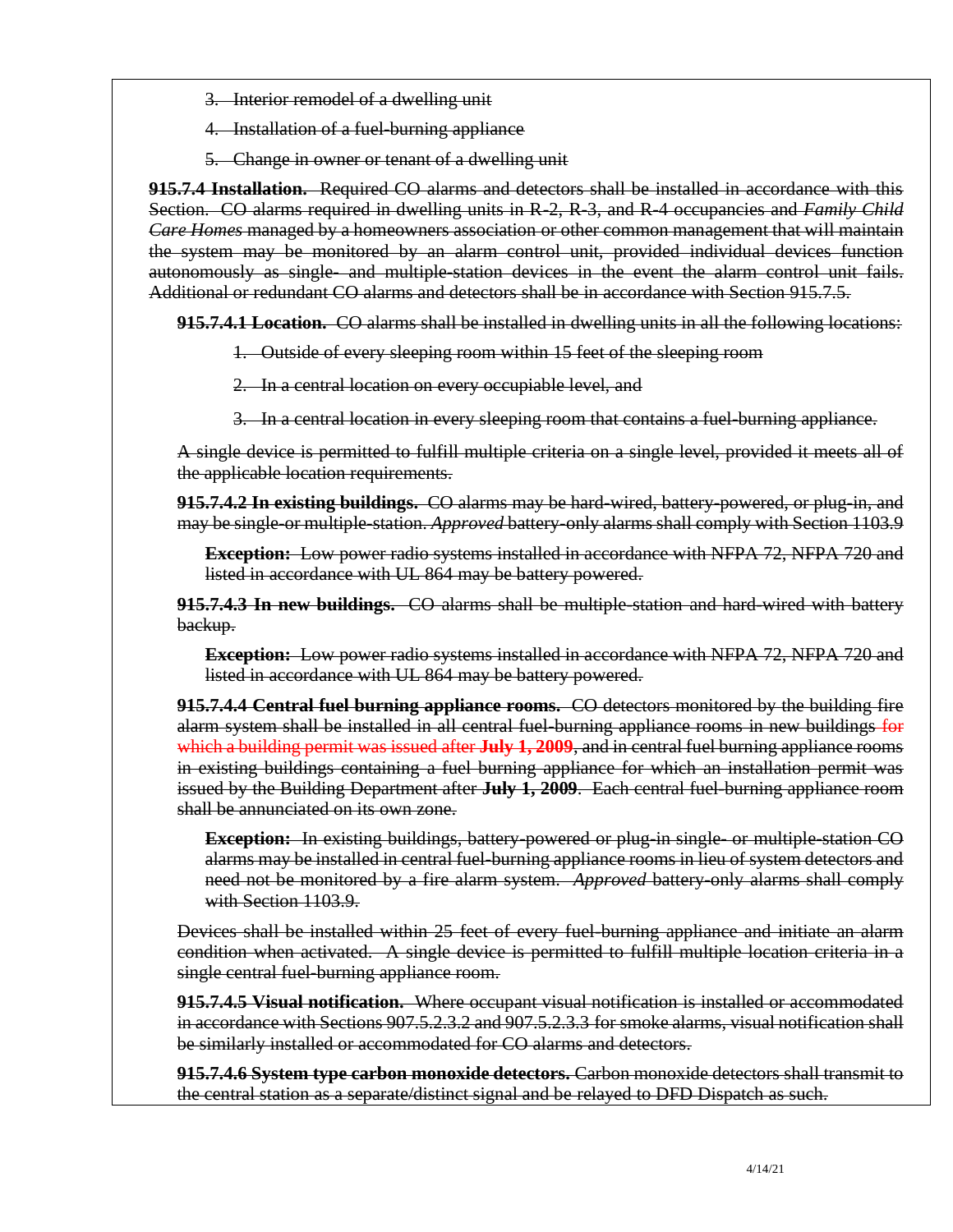3. Interior remodel of a dwelling unit

4. Installation of a fuel-burning appliance

5. Change in owner or tenant of a dwelling unit

**915.7.4 Installation.** Required CO alarms and detectors shall be installed in accordance with this Section. CO alarms required in dwelling units in R-2, R-3, and R-4 occupancies and *Family Child Care Homes* managed by a homeowners association or other common management that will maintain the system may be monitored by an alarm control unit, provided individual devices function autonomously as single- and multiple-station devices in the event the alarm control unit fails. Additional or redundant CO alarms and detectors shall be in accordance with Section 915.7.5.

**915.7.4.1 Location.** CO alarms shall be installed in dwelling units in all the following locations:

1. Outside of every sleeping room within 15 feet of the sleeping room
2. In a central location on every occupiable level, and
3. In a central location in every sleeping room that contains a fuel-burning appliance.

A single device is permitted to fulfill multiple criteria on a single level, provided it meets all of the applicable location requirements.

**915.7.4.2 In existing buildings.** CO alarms may be hard-wired, battery-powered, or plug-in, and may be single-or multiple-station. *Approved* battery-only alarms shall comply with Section 1103.9

> **Exception:** Low power radio systems installed in accordance with NFPA 72, NFPA 720 and listed in accordance with UL 864 may be battery powered.

**915.7.4.3 In new buildings.** CO alarms shall be multiple-station and hard-wired with battery backup.

> **Exception:** Low power radio systems installed in accordance with NFPA 72, NFPA 720 and listed in accordance with UL 864 may be battery powered.

**915.7.4.4 Central fuel burning appliance rooms.** CO detectors monitored by the building fire alarm system shall be installed in all central fuel-burning appliance rooms in new buildings for which a building permit was issued after **July 1, 2009**, and in central fuel burning appliance rooms in existing buildings containing a fuel burning appliance for which an installation permit was issued by the Building Department after **July 1, 2009**. Each central fuel-burning appliance room shall be annunciated on its own zone.

> **Exception:** In existing buildings, battery-powered or plug-in single- or multiple-station CO alarms may be installed in central fuel-burning appliance rooms in lieu of system detectors and need not be monitored by a fire alarm system. *Approved* battery-only alarms shall comply with Section 1103.9.

Devices shall be installed within 25 feet of every fuel-burning appliance and initiate an alarm condition when activated. A single device is permitted to fulfill multiple location criteria in a single central fuel-burning appliance room.

**915.7.4.5 Visual notification.** Where occupant visual notification is installed or accommodated in accordance with Sections 907.5.2.3.2 and 907.5.2.3.3 for smoke alarms, visual notification shall be similarly installed or accommodated for CO alarms and detectors.

**915.7.4.6 System type carbon monoxide detectors.** Carbon monoxide detectors shall transmit to the central station as a separate/distinct signal and be relayed to DFD Dispatch as such.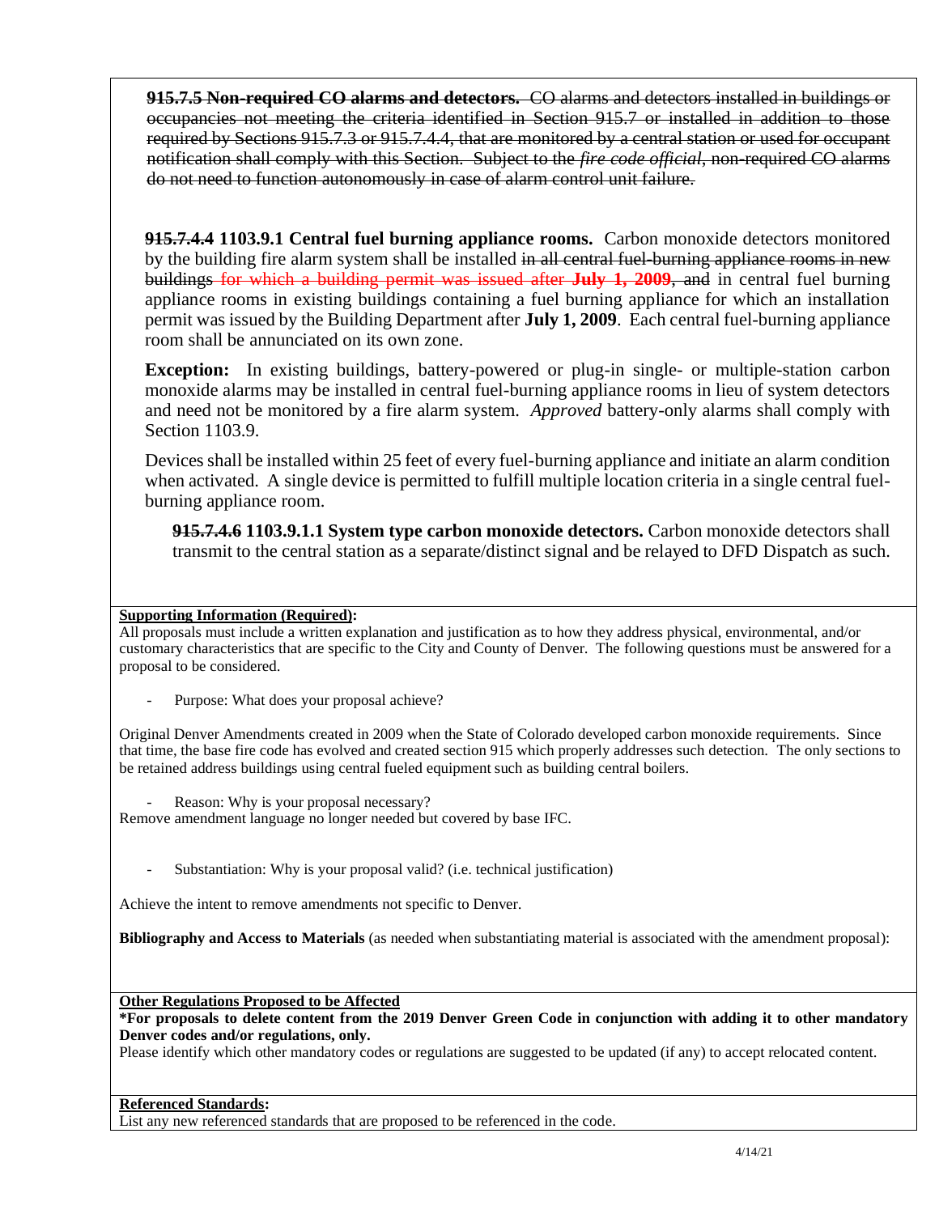~~**915.7.5 Non-required CO alarms and detectors.** CO alarms and detectors installed in buildings or occupancies not meeting the criteria identified in Section 915.7 or installed in addition to those required by Sections 915.7.3 or 915.7.4.4, that are monitored by a central station or used for occupant notification shall comply with this Section. Subject to the *fire code official*, non-required CO alarms do not need to function autonomously in case of alarm control unit failure.~~

~~**915.7.4.4**~~ **1103.9.1 Central fuel burning appliance rooms.** Carbon monoxide detectors monitored by the building fire alarm system shall be installed ~~in all central fuel-burning appliance rooms in new buildings~~ for which a building permit was issued after **July 1, 2009**, ~~and~~ in central fuel burning appliance rooms in existing buildings containing a fuel burning appliance for which an installation permit was issued by the Building Department after **July 1, 2009**. Each central fuel-burning appliance room shall be annunciated on its own zone.

**Exception:** In existing buildings, battery-powered or plug-in single- or multiple-station carbon monoxide alarms may be installed in central fuel-burning appliance rooms in lieu of system detectors and need not be monitored by a fire alarm system. *Approved* battery-only alarms shall comply with Section 1103.9.

Devices shall be installed within 25 feet of every fuel-burning appliance and initiate an alarm condition when activated. A single device is permitted to fulfill multiple location criteria in a single central fuel-burning appliance room.

~~**915.7.4.6**~~ **1103.9.1.1 System type carbon monoxide detectors.** Carbon monoxide detectors shall transmit to the central station as a separate/distinct signal and be relayed to DFD Dispatch as such.

**Supporting Information (Required):**

All proposals must include a written explanation and justification as to how they address physical, environmental, and/or customary characteristics that are specific to the City and County of Denver. The following questions must be answered for a proposal to be considered.

- Purpose: What does your proposal achieve?

Original Denver Amendments created in 2009 when the State of Colorado developed carbon monoxide requirements. Since that time, the base fire code has evolved and created section 915 which properly addresses such detection. The only sections to be retained address buildings using central fueled equipment such as building central boilers.

- Reason: Why is your proposal necessary?

Remove amendment language no longer needed but covered by base IFC.

- Substantiation: Why is your proposal valid? (i.e. technical justification)

Achieve the intent to remove amendments not specific to Denver.

**Bibliography and Access to Materials** (as needed when substantiating material is associated with the amendment proposal):

**Other Regulations Proposed to be Affected**

**\*For proposals to delete content from the 2019 Denver Green Code in conjunction with adding it to other mandatory Denver codes and/or regulations, only.**

Please identify which other mandatory codes or regulations are suggested to be updated (if any) to accept relocated content.

**Referenced Standards:**

List any new referenced standards that are proposed to be referenced in the code.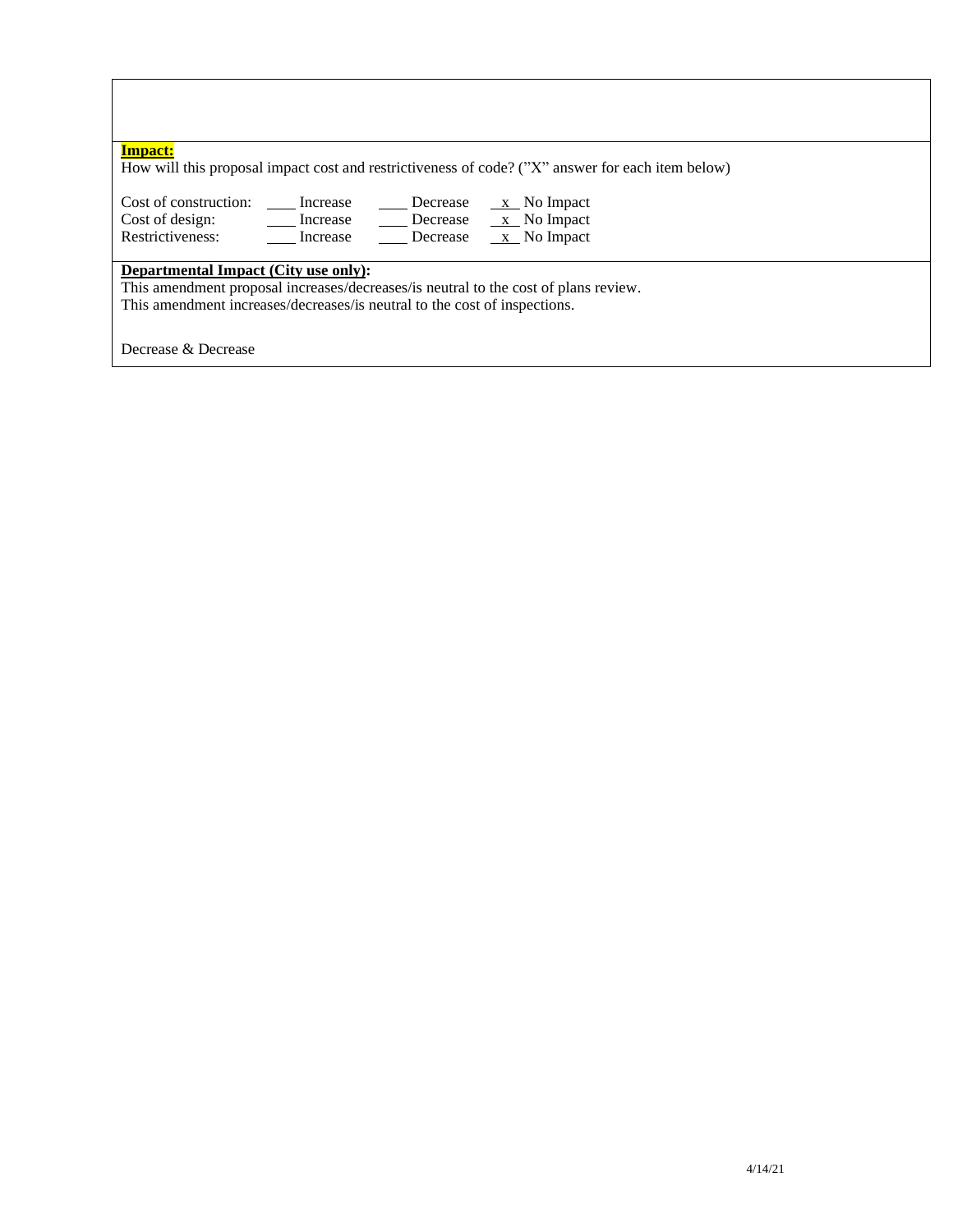**Impact:**

How will this proposal impact cost and restrictiveness of code? (”X” answer for each item below)

| | | | |
|---|---|---|---|
| Cost of construction: | ___ Increase | ___ Decrease | _x_ No Impact |
| Cost of design: | ___ Increase | ___ Decrease | _x_ No Impact |
| Restrictiveness: | ___ Increase | ___ Decrease | _x_ No Impact |

**Departmental Impact (City use only):**

This amendment proposal increases/decreases/is neutral to the cost of plans review.

This amendment increases/decreases/is neutral to the cost of inspections.

Decrease & Decrease

4/14/21